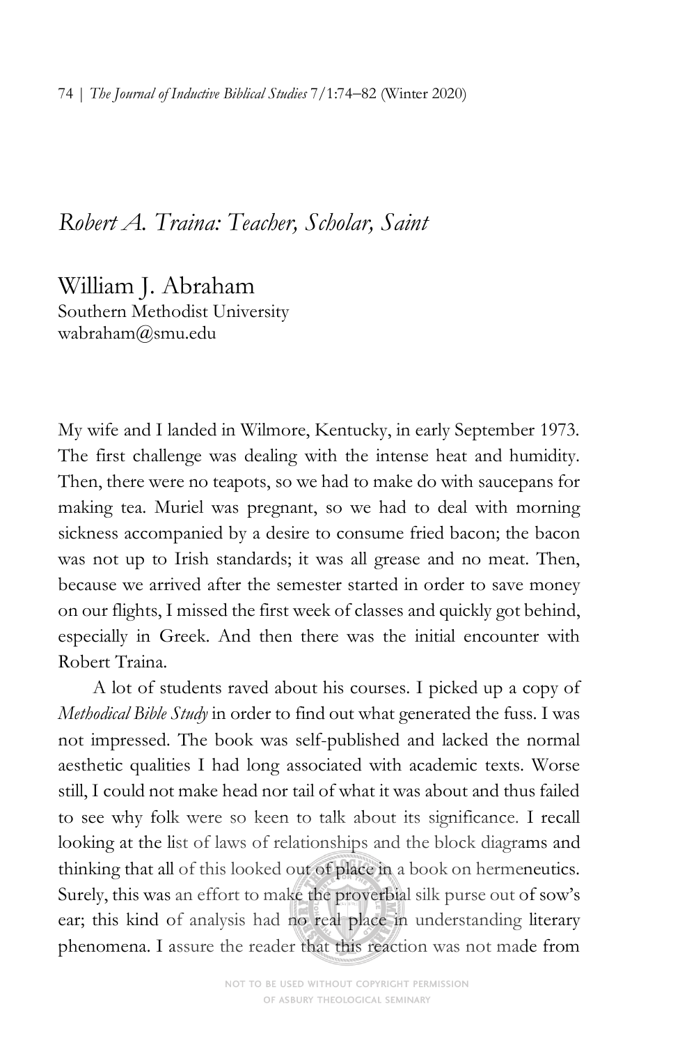# *Robert A. Traina: Teacher, Scholar, Saint*

William J. Abraham
Southern Methodist University
wabraham@smu.edu

My wife and I landed in Wilmore, Kentucky, in early September 1973. The first challenge was dealing with the intense heat and humidity. Then, there were no teapots, so we had to make do with saucepans for making tea. Muriel was pregnant, so we had to deal with morning sickness accompanied by a desire to consume fried bacon; the bacon was not up to Irish standards; it was all grease and no meat. Then, because we arrived after the semester started in order to save money on our flights, I missed the first week of classes and quickly got behind, especially in Greek. And then there was the initial encounter with Robert Traina.

A lot of students raved about his courses. I picked up a copy of *Methodical Bible Study* in order to find out what generated the fuss. I was not impressed. The book was self-published and lacked the normal aesthetic qualities I had long associated with academic texts. Worse still, I could not make head nor tail of what it was about and thus failed to see why folk were so keen to talk about its significance. I recall looking at the list of laws of relationships and the block diagrams and thinking that all of this looked out of place in a book on hermeneutics. Surely, this was an effort to make the proverbial silk purse out of sow's ear; this kind of analysis had no real place in understanding literary phenomena. I assure the reader that this reaction was not made from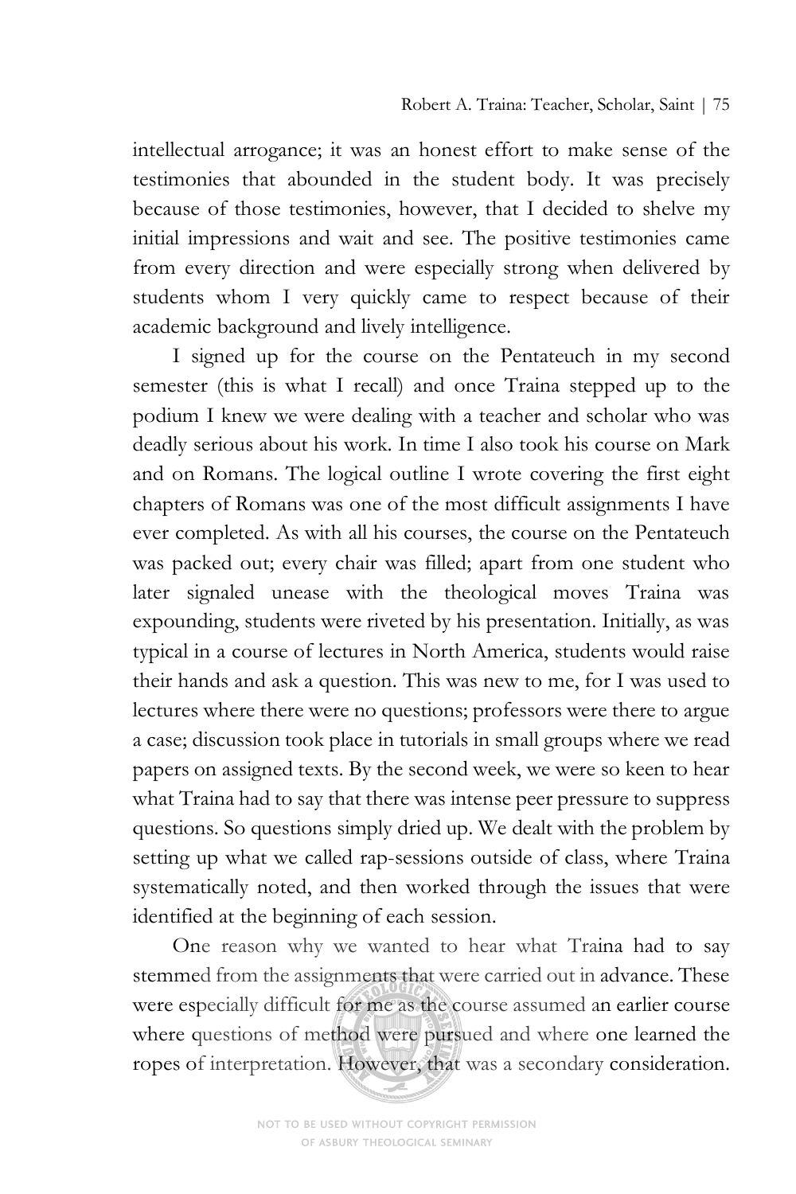intellectual arrogance; it was an honest effort to make sense of the testimonies that abounded in the student body. It was precisely because of those testimonies, however, that I decided to shelve my initial impressions and wait and see. The positive testimonies came from every direction and were especially strong when delivered by students whom I very quickly came to respect because of their academic background and lively intelligence.

I signed up for the course on the Pentateuch in my second semester (this is what I recall) and once Traina stepped up to the podium I knew we were dealing with a teacher and scholar who was deadly serious about his work. In time I also took his course on Mark and on Romans. The logical outline I wrote covering the first eight chapters of Romans was one of the most difficult assignments I have ever completed. As with all his courses, the course on the Pentateuch was packed out; every chair was filled; apart from one student who later signaled unease with the theological moves Traina was expounding, students were riveted by his presentation. Initially, as was typical in a course of lectures in North America, students would raise their hands and ask a question. This was new to me, for I was used to lectures where there were no questions; professors were there to argue a case; discussion took place in tutorials in small groups where we read papers on assigned texts. By the second week, we were so keen to hear what Traina had to say that there was intense peer pressure to suppress questions. So questions simply dried up. We dealt with the problem by setting up what we called rap-sessions outside of class, where Traina systematically noted, and then worked through the issues that were identified at the beginning of each session.

One reason why we wanted to hear what Traina had to say stemmed from the assignments that were carried out in advance. These were especially difficult for me as the course assumed an earlier course where questions of method were pursued and where one learned the ropes of interpretation. However, that was a secondary consideration.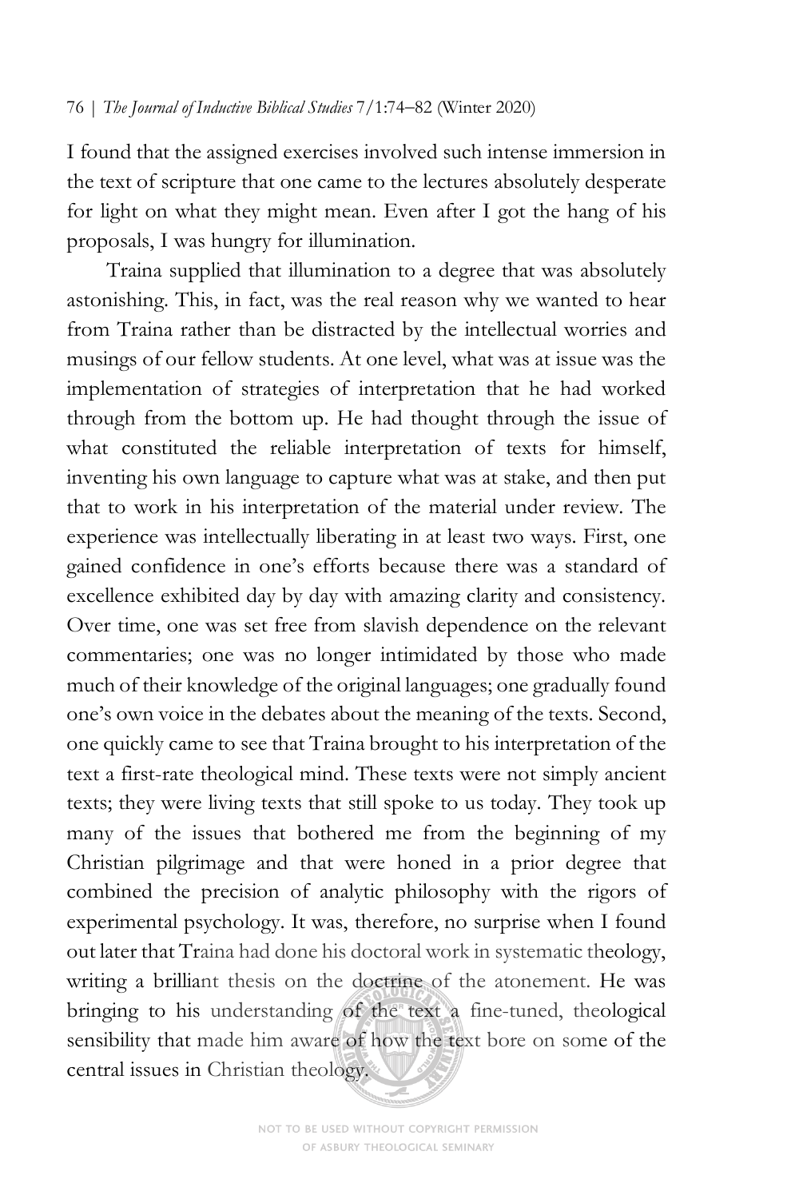I found that the assigned exercises involved such intense immersion in the text of scripture that one came to the lectures absolutely desperate for light on what they might mean. Even after I got the hang of his proposals, I was hungry for illumination.

Traina supplied that illumination to a degree that was absolutely astonishing. This, in fact, was the real reason why we wanted to hear from Traina rather than be distracted by the intellectual worries and musings of our fellow students. At one level, what was at issue was the implementation of strategies of interpretation that he had worked through from the bottom up. He had thought through the issue of what constituted the reliable interpretation of texts for himself, inventing his own language to capture what was at stake, and then put that to work in his interpretation of the material under review. The experience was intellectually liberating in at least two ways. First, one gained confidence in one's efforts because there was a standard of excellence exhibited day by day with amazing clarity and consistency. Over time, one was set free from slavish dependence on the relevant commentaries; one was no longer intimidated by those who made much of their knowledge of the original languages; one gradually found one's own voice in the debates about the meaning of the texts. Second, one quickly came to see that Traina brought to his interpretation of the text a first-rate theological mind. These texts were not simply ancient texts; they were living texts that still spoke to us today. They took up many of the issues that bothered me from the beginning of my Christian pilgrimage and that were honed in a prior degree that combined the precision of analytic philosophy with the rigors of experimental psychology. It was, therefore, no surprise when I found out later that Traina had done his doctoral work in systematic theology, writing a brilliant thesis on the doctrine of the atonement. He was bringing to his understanding of the text a fine-tuned, theological sensibility that made him aware of how the text bore on some of the central issues in Christian theology.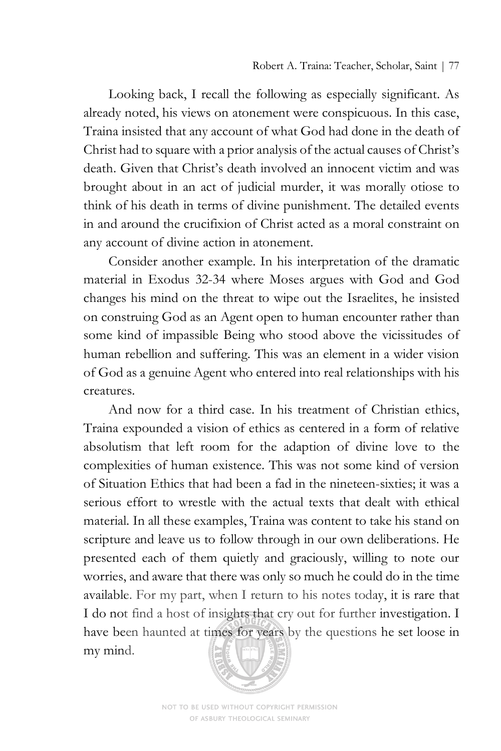Looking back, I recall the following as especially significant. As already noted, his views on atonement were conspicuous. In this case, Traina insisted that any account of what God had done in the death of Christ had to square with a prior analysis of the actual causes of Christ's death. Given that Christ's death involved an innocent victim and was brought about in an act of judicial murder, it was morally otiose to think of his death in terms of divine punishment. The detailed events in and around the crucifixion of Christ acted as a moral constraint on any account of divine action in atonement.

Consider another example. In his interpretation of the dramatic material in Exodus 32-34 where Moses argues with God and God changes his mind on the threat to wipe out the Israelites, he insisted on construing God as an Agent open to human encounter rather than some kind of impassible Being who stood above the vicissitudes of human rebellion and suffering. This was an element in a wider vision of God as a genuine Agent who entered into real relationships with his creatures.

And now for a third case. In his treatment of Christian ethics, Traina expounded a vision of ethics as centered in a form of relative absolutism that left room for the adaption of divine love to the complexities of human existence. This was not some kind of version of Situation Ethics that had been a fad in the nineteen-sixties; it was a serious effort to wrestle with the actual texts that dealt with ethical material. In all these examples, Traina was content to take his stand on scripture and leave us to follow through in our own deliberations. He presented each of them quietly and graciously, willing to note our worries, and aware that there was only so much he could do in the time available. For my part, when I return to his notes today, it is rare that I do not find a host of insights that cry out for further investigation. I have been haunted at times for years by the questions he set loose in my mind.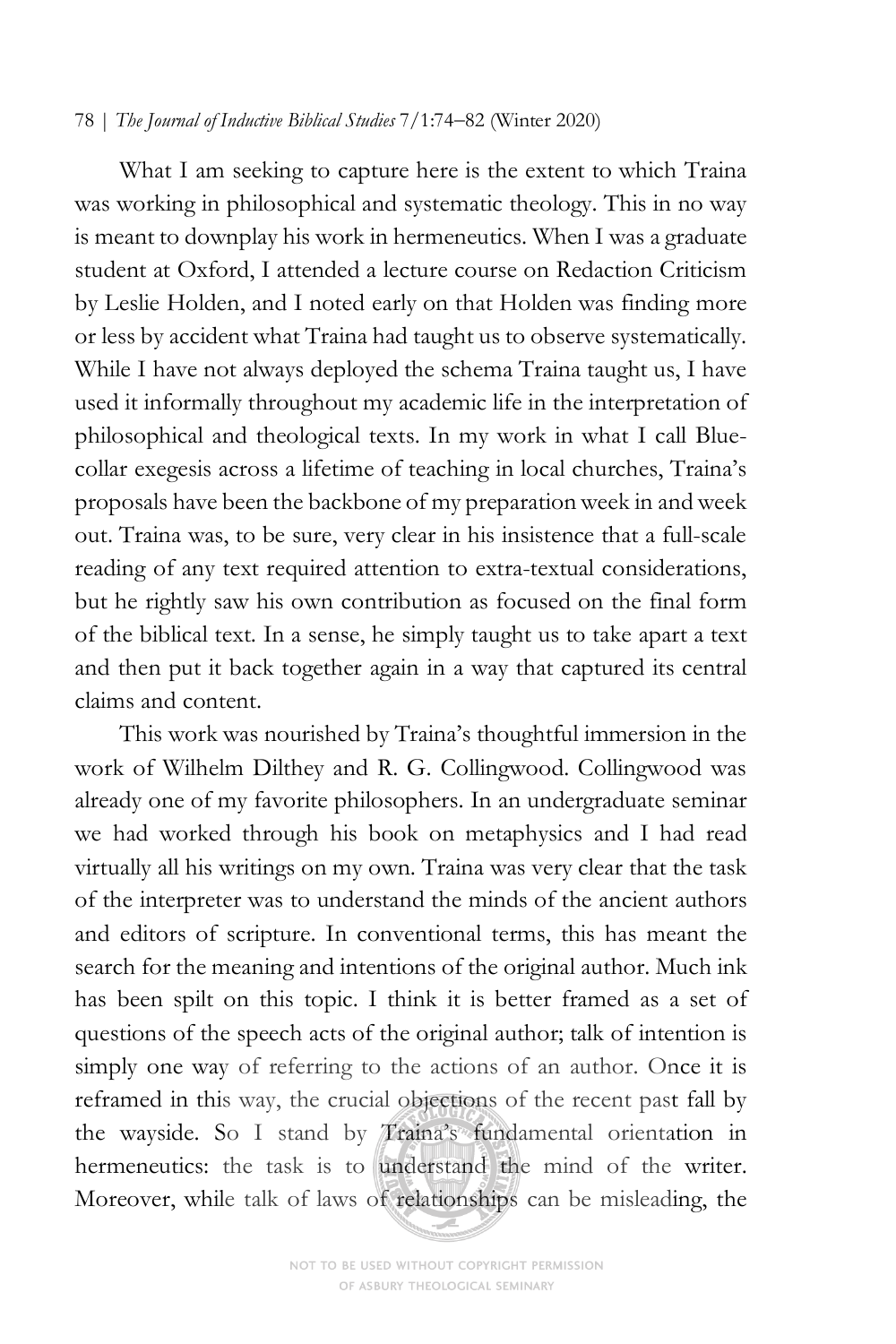What I am seeking to capture here is the extent to which Traina was working in philosophical and systematic theology. This in no way is meant to downplay his work in hermeneutics. When I was a graduate student at Oxford, I attended a lecture course on Redaction Criticism by Leslie Holden, and I noted early on that Holden was finding more or less by accident what Traina had taught us to observe systematically. While I have not always deployed the schema Traina taught us, I have used it informally throughout my academic life in the interpretation of philosophical and theological texts. In my work in what I call Blue-collar exegesis across a lifetime of teaching in local churches, Traina's proposals have been the backbone of my preparation week in and week out. Traina was, to be sure, very clear in his insistence that a full-scale reading of any text required attention to extra-textual considerations, but he rightly saw his own contribution as focused on the final form of the biblical text. In a sense, he simply taught us to take apart a text and then put it back together again in a way that captured its central claims and content.

This work was nourished by Traina's thoughtful immersion in the work of Wilhelm Dilthey and R. G. Collingwood. Collingwood was already one of my favorite philosophers. In an undergraduate seminar we had worked through his book on metaphysics and I had read virtually all his writings on my own. Traina was very clear that the task of the interpreter was to understand the minds of the ancient authors and editors of scripture. In conventional terms, this has meant the search for the meaning and intentions of the original author. Much ink has been spilt on this topic. I think it is better framed as a set of questions of the speech acts of the original author; talk of intention is simply one way of referring to the actions of an author. Once it is reframed in this way, the crucial objections of the recent past fall by the wayside. So I stand by Traina's fundamental orientation in hermeneutics: the task is to understand the mind of the writer. Moreover, while talk of laws of relationships can be misleading, the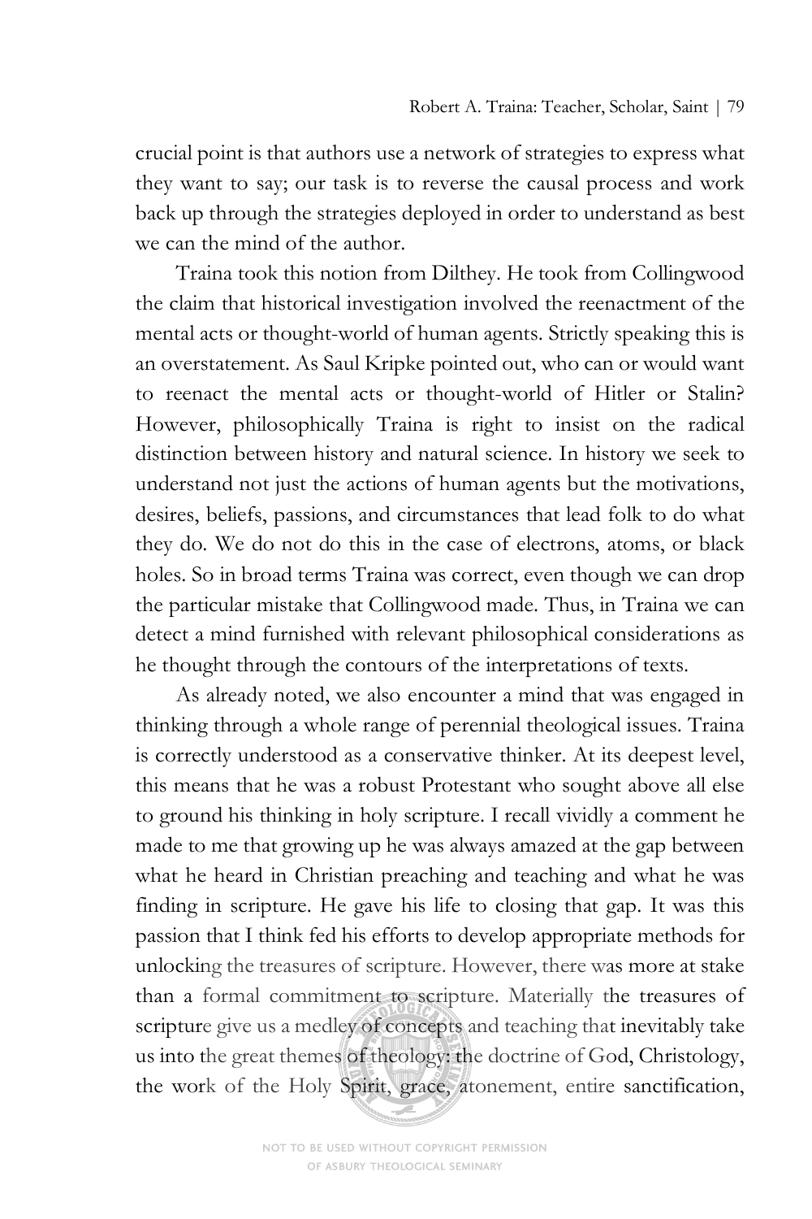crucial point is that authors use a network of strategies to express what they want to say; our task is to reverse the causal process and work back up through the strategies deployed in order to understand as best we can the mind of the author.

Traina took this notion from Dilthey. He took from Collingwood the claim that historical investigation involved the reenactment of the mental acts or thought-world of human agents. Strictly speaking this is an overstatement. As Saul Kripke pointed out, who can or would want to reenact the mental acts or thought-world of Hitler or Stalin? However, philosophically Traina is right to insist on the radical distinction between history and natural science. In history we seek to understand not just the actions of human agents but the motivations, desires, beliefs, passions, and circumstances that lead folk to do what they do. We do not do this in the case of electrons, atoms, or black holes. So in broad terms Traina was correct, even though we can drop the particular mistake that Collingwood made. Thus, in Traina we can detect a mind furnished with relevant philosophical considerations as he thought through the contours of the interpretations of texts.

As already noted, we also encounter a mind that was engaged in thinking through a whole range of perennial theological issues. Traina is correctly understood as a conservative thinker. At its deepest level, this means that he was a robust Protestant who sought above all else to ground his thinking in holy scripture. I recall vividly a comment he made to me that growing up he was always amazed at the gap between what he heard in Christian preaching and teaching and what he was finding in scripture. He gave his life to closing that gap. It was this passion that I think fed his efforts to develop appropriate methods for unlocking the treasures of scripture. However, there was more at stake than a formal commitment to scripture. Materially the treasures of scripture give us a medley of concepts and teaching that inevitably take us into the great themes of theology: the doctrine of God, Christology, the work of the Holy Spirit, grace, atonement, entire sanctification,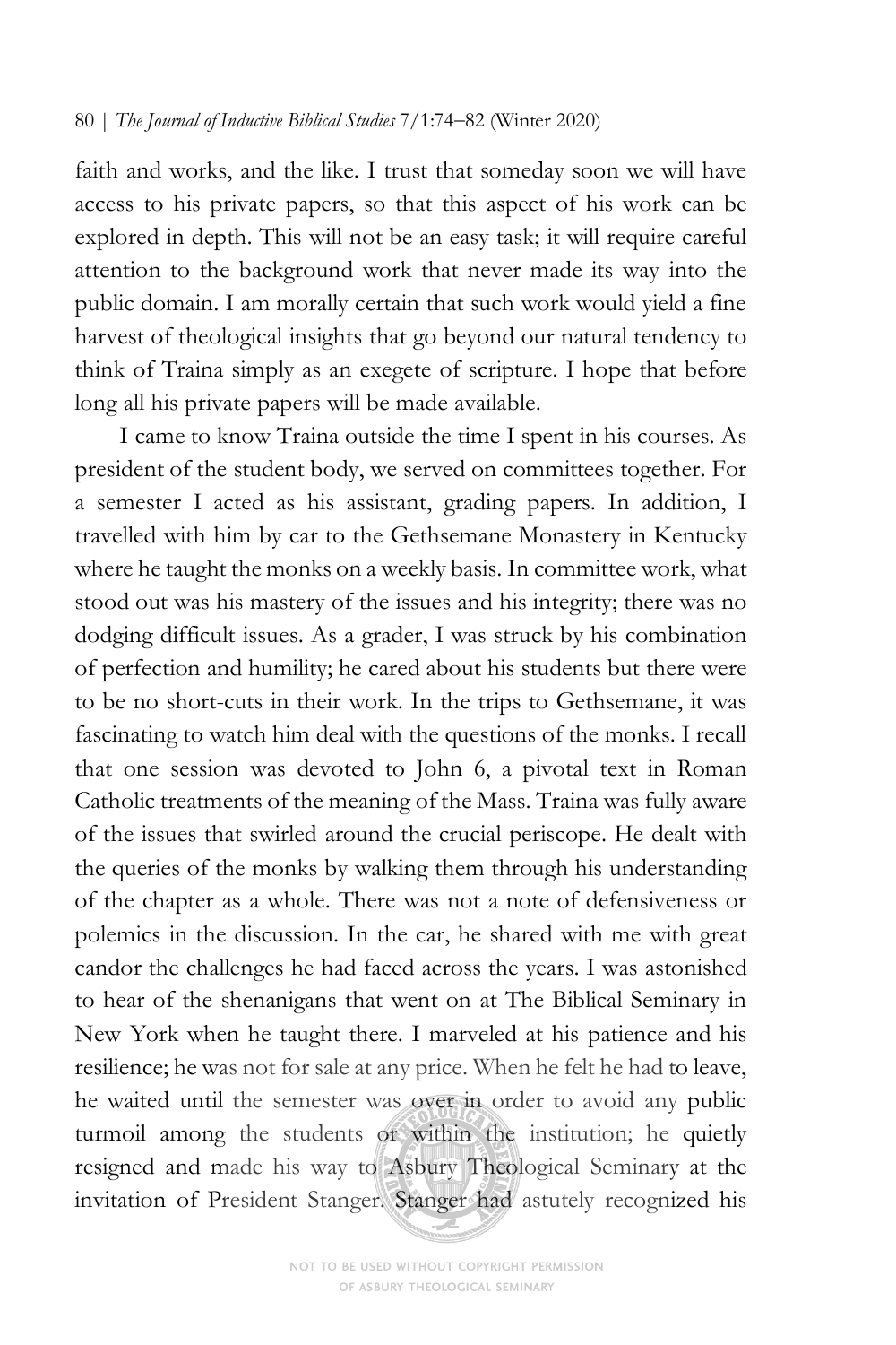faith and works, and the like. I trust that someday soon we will have access to his private papers, so that this aspect of his work can be explored in depth. This will not be an easy task; it will require careful attention to the background work that never made its way into the public domain. I am morally certain that such work would yield a fine harvest of theological insights that go beyond our natural tendency to think of Traina simply as an exegete of scripture. I hope that before long all his private papers will be made available.

I came to know Traina outside the time I spent in his courses. As president of the student body, we served on committees together. For a semester I acted as his assistant, grading papers. In addition, I travelled with him by car to the Gethsemane Monastery in Kentucky where he taught the monks on a weekly basis. In committee work, what stood out was his mastery of the issues and his integrity; there was no dodging difficult issues. As a grader, I was struck by his combination of perfection and humility; he cared about his students but there were to be no short-cuts in their work. In the trips to Gethsemane, it was fascinating to watch him deal with the questions of the monks. I recall that one session was devoted to John 6, a pivotal text in Roman Catholic treatments of the meaning of the Mass. Traina was fully aware of the issues that swirled around the crucial periscope. He dealt with the queries of the monks by walking them through his understanding of the chapter as a whole. There was not a note of defensiveness or polemics in the discussion. In the car, he shared with me with great candor the challenges he had faced across the years. I was astonished to hear of the shenanigans that went on at The Biblical Seminary in New York when he taught there. I marveled at his patience and his resilience; he was not for sale at any price. When he felt he had to leave, he waited until the semester was over in order to avoid any public turmoil among the students or within the institution; he quietly resigned and made his way to Asbury Theological Seminary at the invitation of President Stanger. Stanger had astutely recognized his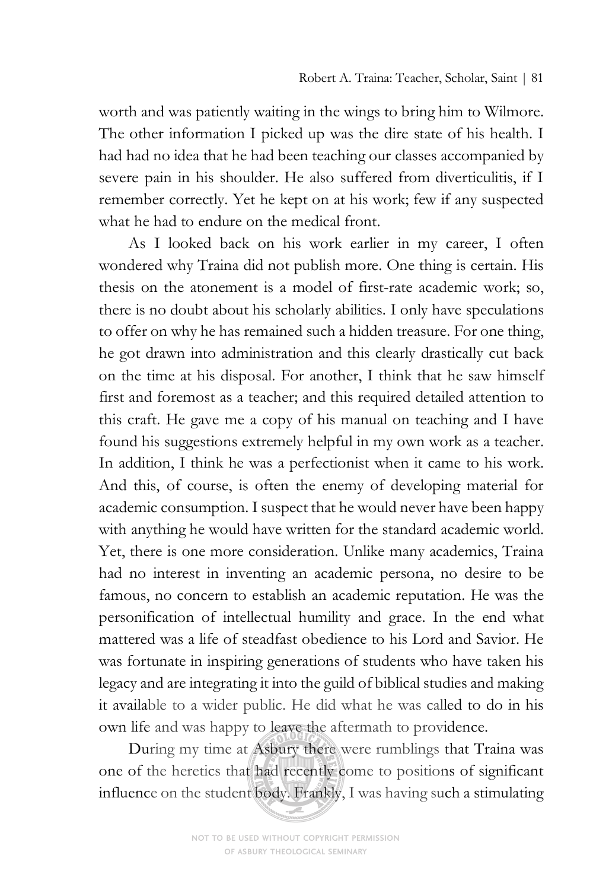worth and was patiently waiting in the wings to bring him to Wilmore. The other information I picked up was the dire state of his health. I had had no idea that he had been teaching our classes accompanied by severe pain in his shoulder. He also suffered from diverticulitis, if I remember correctly. Yet he kept on at his work; few if any suspected what he had to endure on the medical front.

As I looked back on his work earlier in my career, I often wondered why Traina did not publish more. One thing is certain. His thesis on the atonement is a model of first-rate academic work; so, there is no doubt about his scholarly abilities. I only have speculations to offer on why he has remained such a hidden treasure. For one thing, he got drawn into administration and this clearly drastically cut back on the time at his disposal. For another, I think that he saw himself first and foremost as a teacher; and this required detailed attention to this craft. He gave me a copy of his manual on teaching and I have found his suggestions extremely helpful in my own work as a teacher. In addition, I think he was a perfectionist when it came to his work. And this, of course, is often the enemy of developing material for academic consumption. I suspect that he would never have been happy with anything he would have written for the standard academic world. Yet, there is one more consideration. Unlike many academics, Traina had no interest in inventing an academic persona, no desire to be famous, no concern to establish an academic reputation. He was the personification of intellectual humility and grace. In the end what mattered was a life of steadfast obedience to his Lord and Savior. He was fortunate in inspiring generations of students who have taken his legacy and are integrating it into the guild of biblical studies and making it available to a wider public. He did what he was called to do in his own life and was happy to leave the aftermath to providence.

During my time at Asbury there were rumblings that Traina was one of the heretics that had recently come to positions of significant influence on the student body. Frankly, I was having such a stimulating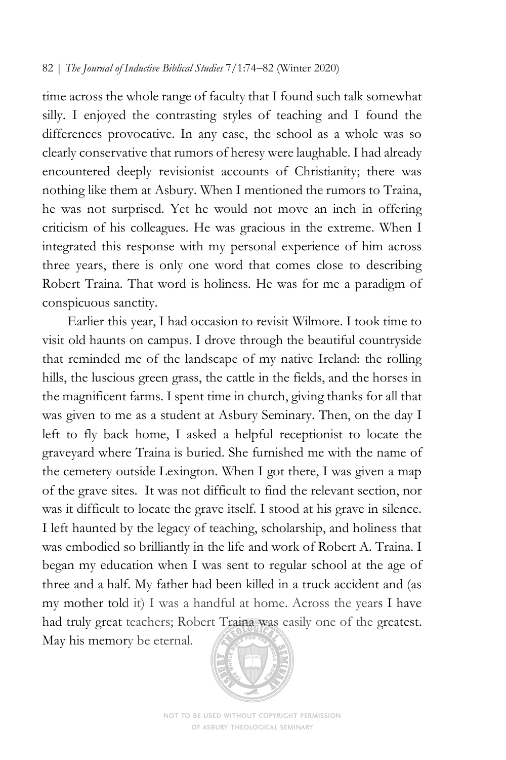time across the whole range of faculty that I found such talk somewhat silly. I enjoyed the contrasting styles of teaching and I found the differences provocative. In any case, the school as a whole was so clearly conservative that rumors of heresy were laughable. I had already encountered deeply revisionist accounts of Christianity; there was nothing like them at Asbury. When I mentioned the rumors to Traina, he was not surprised. Yet he would not move an inch in offering criticism of his colleagues. He was gracious in the extreme. When I integrated this response with my personal experience of him across three years, there is only one word that comes close to describing Robert Traina. That word is holiness. He was for me a paradigm of conspicuous sanctity.

Earlier this year, I had occasion to revisit Wilmore. I took time to visit old haunts on campus. I drove through the beautiful countryside that reminded me of the landscape of my native Ireland: the rolling hills, the luscious green grass, the cattle in the fields, and the horses in the magnificent farms. I spent time in church, giving thanks for all that was given to me as a student at Asbury Seminary. Then, on the day I left to fly back home, I asked a helpful receptionist to locate the graveyard where Traina is buried. She furnished me with the name of the cemetery outside Lexington. When I got there, I was given a map of the grave sites. It was not difficult to find the relevant section, nor was it difficult to locate the grave itself. I stood at his grave in silence. I left haunted by the legacy of teaching, scholarship, and holiness that was embodied so brilliantly in the life and work of Robert A. Traina. I began my education when I was sent to regular school at the age of three and a half. My father had been killed in a truck accident and (as my mother told it) I was a handful at home. Across the years I have had truly great teachers; Robert Traina was easily one of the greatest. May his memory be eternal.

NOT TO BE USED WITHOUT COPYRIGHT PERMISSION OF ASBURY THEOLOGICAL SEMINARY